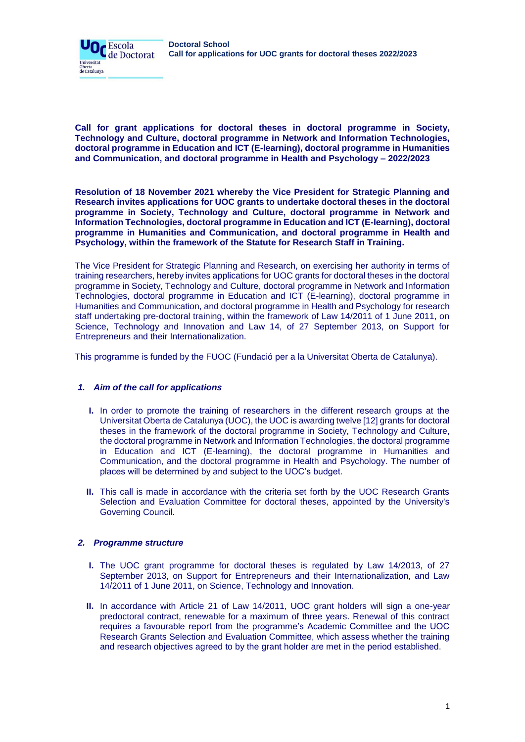**Call for grant applications for doctoral theses in doctoral programme in Society, Technology and Culture, doctoral programme in Network and Information Technologies, doctoral programme in Education and ICT (E-learning), doctoral programme in Humanities and Communication, and doctoral programme in Health and Psychology – 2022/2023**

**Resolution of 18 November 2021 whereby the Vice President for Strategic Planning and Research invites applications for UOC grants to undertake doctoral theses in the doctoral programme in Society, Technology and Culture, doctoral programme in Network and Information Technologies, doctoral programme in Education and ICT (E-learning), doctoral programme in Humanities and Communication, and doctoral programme in Health and Psychology, within the framework of the Statute for Research Staff in Training.**

The Vice President for Strategic Planning and Research, on exercising her authority in terms of training researchers, hereby invites applications for UOC grants for doctoral theses in the doctoral programme in Society, Technology and Culture, doctoral programme in Network and Information Technologies, doctoral programme in Education and ICT (E-learning), doctoral programme in Humanities and Communication, and doctoral programme in Health and Psychology for research staff undertaking pre-doctoral training, within the framework of Law 14/2011 of 1 June 2011, on Science, Technology and Innovation and Law 14, of 27 September 2013, on Support for Entrepreneurs and their Internationalization.

This programme is funded by the FUOC (Fundació per a la Universitat Oberta de Catalunya).

### *1. Aim of the call for applications*

**I.** In order to promote the training of researchers in the different research groups at the Universitat Oberta de Catalunya (UOC), the UOC is awarding twelve [12] grants for doctoral theses in the framework of the doctoral programme in Society, Technology and Culture, the doctoral programme in Network and Information Technologies, the doctoral programme in Education and ICT (E-learning), the doctoral programme in Humanities and Communication, and the doctoral programme in Health and Psychology. The number of places will be determined by and subject to the UOC's budget.

**II.** This call is made in accordance with the criteria set forth by the UOC Research Grants Selection and Evaluation Committee for doctoral theses, appointed by the University's Governing Council.

### *2. Programme structure*

**I.** The UOC grant programme for doctoral theses is regulated by Law 14/2013, of 27 September 2013, on Support for Entrepreneurs and their Internationalization, and Law 14/2011 of 1 June 2011, on Science, Technology and Innovation.

**II.** In accordance with Article 21 of Law 14/2011, UOC grant holders will sign a one-year predoctoral contract, renewable for a maximum of three years. Renewal of this contract requires a favourable report from the programme's Academic Committee and the UOC Research Grants Selection and Evaluation Committee, which assess whether the training and research objectives agreed to by the grant holder are met in the period established.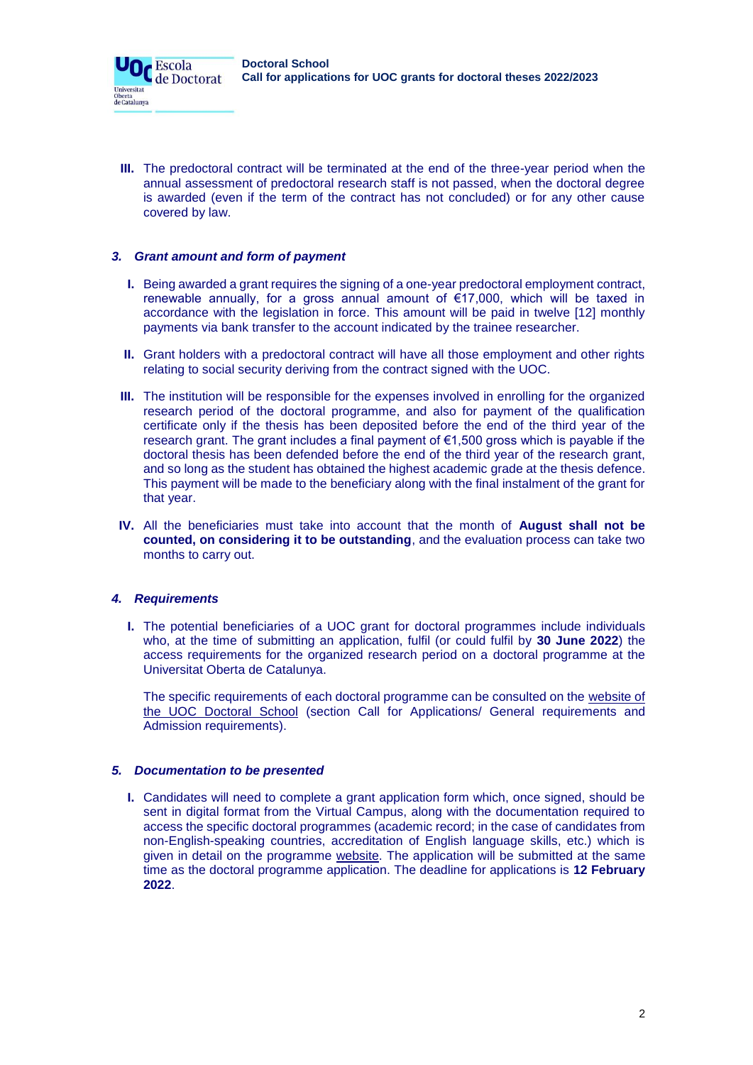III. The predoctoral contract will be terminated at the end of the three-year period when the annual assessment of predoctoral research staff is not passed, when the doctoral degree is awarded (even if the term of the contract has not concluded) or for any other cause covered by law.

### *3. Grant amount and form of payment*

I. Being awarded a grant requires the signing of a one-year predoctoral employment contract, renewable annually, for a gross annual amount of €17,000, which will be taxed in accordance with the legislation in force. This amount will be paid in twelve [12] monthly payments via bank transfer to the account indicated by the trainee researcher.

II. Grant holders with a predoctoral contract will have all those employment and other rights relating to social security deriving from the contract signed with the UOC.

III. The institution will be responsible for the expenses involved in enrolling for the organized research period of the doctoral programme, and also for payment of the qualification certificate only if the thesis has been deposited before the end of the third year of the research grant. The grant includes a final payment of €1,500 gross which is payable if the doctoral thesis has been defended before the end of the third year of the research grant, and so long as the student has obtained the highest academic grade at the thesis defence. This payment will be made to the beneficiary along with the final instalment of the grant for that year.

IV. All the beneficiaries must take into account that the month of **August shall not be counted, on considering it to be outstanding**, and the evaluation process can take two months to carry out.

### *4. Requirements*

I. The potential beneficiaries of a UOC grant for doctoral programmes include individuals who, at the time of submitting an application, fulfil (or could fulfil by **30 June 2022**) the access requirements for the organized research period on a doctoral programme at the Universitat Oberta de Catalunya.

The specific requirements of each doctoral programme can be consulted on the website of the UOC Doctoral School (section Call for Applications/ General requirements and Admission requirements).

### *5. Documentation to be presented*

I. Candidates will need to complete a grant application form which, once signed, should be sent in digital format from the Virtual Campus, along with the documentation required to access the specific doctoral programmes (academic record; in the case of candidates from non-English-speaking countries, accreditation of English language skills, etc.) which is given in detail on the programme website. The application will be submitted at the same time as the doctoral programme application. The deadline for applications is **12 February 2022**.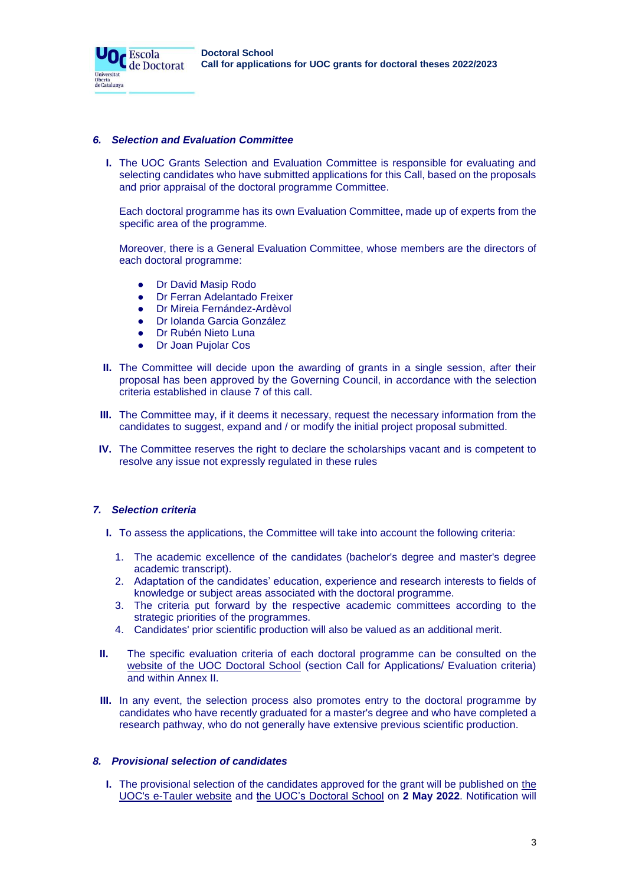### 6. *Selection and Evaluation Committee*

**I.** The UOC Grants Selection and Evaluation Committee is responsible for evaluating and selecting candidates who have submitted applications for this Call, based on the proposals and prior appraisal of the doctoral programme Committee.

Each doctoral programme has its own Evaluation Committee, made up of experts from the specific area of the programme.

Moreover, there is a General Evaluation Committee, whose members are the directors of each doctoral programme:

- Dr David Masip Rodo
- Dr Ferran Adelantado Freixer
- Dr Mireia Fernández-Ardèvol
- Dr Iolanda Garcia González
- Dr Rubén Nieto Luna
- Dr Joan Pujolar Cos

**II.** The Committee will decide upon the awarding of grants in a single session, after their proposal has been approved by the Governing Council, in accordance with the selection criteria established in clause 7 of this call.

**III.** The Committee may, if it deems it necessary, request the necessary information from the candidates to suggest, expand and / or modify the initial project proposal submitted.

**IV.** The Committee reserves the right to declare the scholarships vacant and is competent to resolve any issue not expressly regulated in these rules

### 7. *Selection criteria*

**I.** To assess the applications, the Committee will take into account the following criteria:

1. The academic excellence of the candidates (bachelor's degree and master's degree academic transcript).
2. Adaptation of the candidates' education, experience and research interests to fields of knowledge or subject areas associated with the doctoral programme.
3. The criteria put forward by the respective academic committees according to the strategic priorities of the programmes.
4. Candidates' prior scientific production will also be valued as an additional merit.

**II.** The specific evaluation criteria of each doctoral programme can be consulted on the website of the UOC Doctoral School (section Call for Applications/ Evaluation criteria) and within Annex II.

**III.** In any event, the selection process also promotes entry to the doctoral programme by candidates who have recently graduated for a master's degree and who have completed a research pathway, who do not generally have extensive previous scientific production.

### 8. *Provisional selection of candidates*

**I.** The provisional selection of the candidates approved for the grant will be published on the UOC's e-Tauler website and the UOC's Doctoral School on **2 May 2022**. Notification will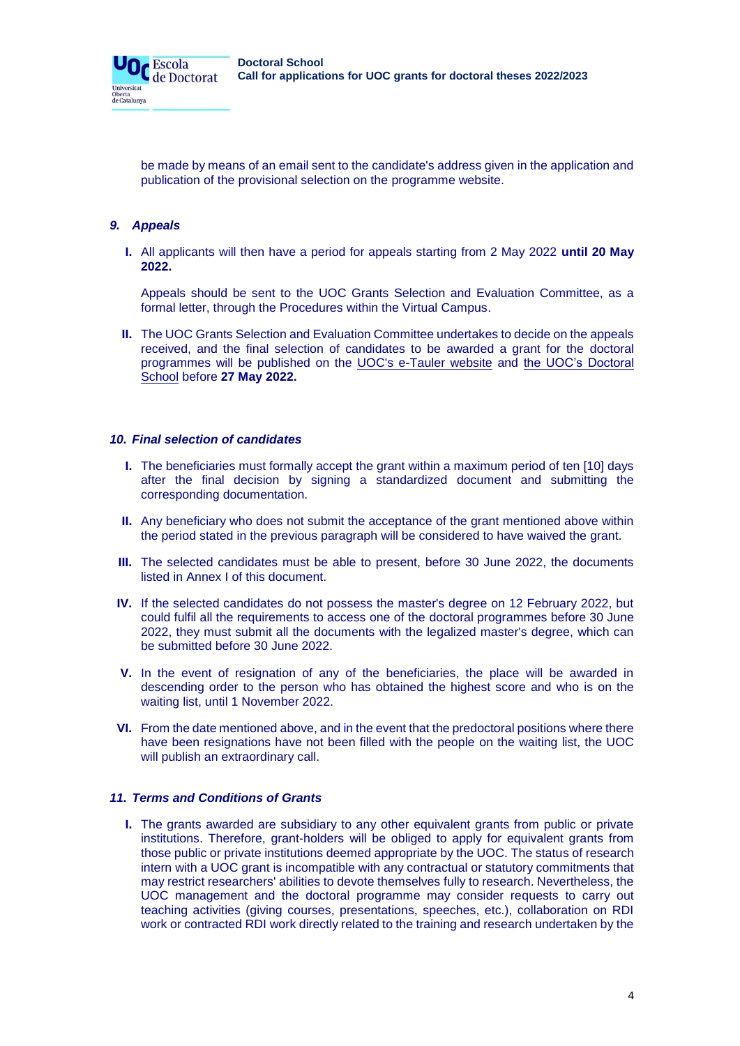be made by means of an email sent to the candidate's address given in the application and publication of the provisional selection on the programme website.

### *9. Appeals*

**I.** All applicants will then have a period for appeals starting from 2 May 2022 **until 20 May 2022.**

Appeals should be sent to the UOC Grants Selection and Evaluation Committee, as a formal letter, through the Procedures within the Virtual Campus.

**II.** The UOC Grants Selection and Evaluation Committee undertakes to decide on the appeals received, and the final selection of candidates to be awarded a grant for the doctoral programmes will be published on the UOC's e-Tauler website and the UOC's Doctoral School before **27 May 2022.**

### *10. Final selection of candidates*

**I.** The beneficiaries must formally accept the grant within a maximum period of ten [10] days after the final decision by signing a standardized document and submitting the corresponding documentation.

**II.** Any beneficiary who does not submit the acceptance of the grant mentioned above within the period stated in the previous paragraph will be considered to have waived the grant.

**III.** The selected candidates must be able to present, before 30 June 2022, the documents listed in Annex I of this document.

**IV.** If the selected candidates do not possess the master's degree on 12 February 2022, but could fulfil all the requirements to access one of the doctoral programmes before 30 June 2022, they must submit all the documents with the legalized master's degree, which can be submitted before 30 June 2022.

**V.** In the event of resignation of any of the beneficiaries, the place will be awarded in descending order to the person who has obtained the highest score and who is on the waiting list, until 1 November 2022.

**VI.** From the date mentioned above, and in the event that the predoctoral positions where there have been resignations have not been filled with the people on the waiting list, the UOC will publish an extraordinary call.

### *11. Terms and Conditions of Grants*

**I.** The grants awarded are subsidiary to any other equivalent grants from public or private institutions. Therefore, grant-holders will be obliged to apply for equivalent grants from those public or private institutions deemed appropriate by the UOC. The status of research intern with a UOC grant is incompatible with any contractual or statutory commitments that may restrict researchers' abilities to devote themselves fully to research. Nevertheless, the UOC management and the doctoral programme may consider requests to carry out teaching activities (giving courses, presentations, speeches, etc.), collaboration on RDI work or contracted RDI work directly related to the training and research undertaken by the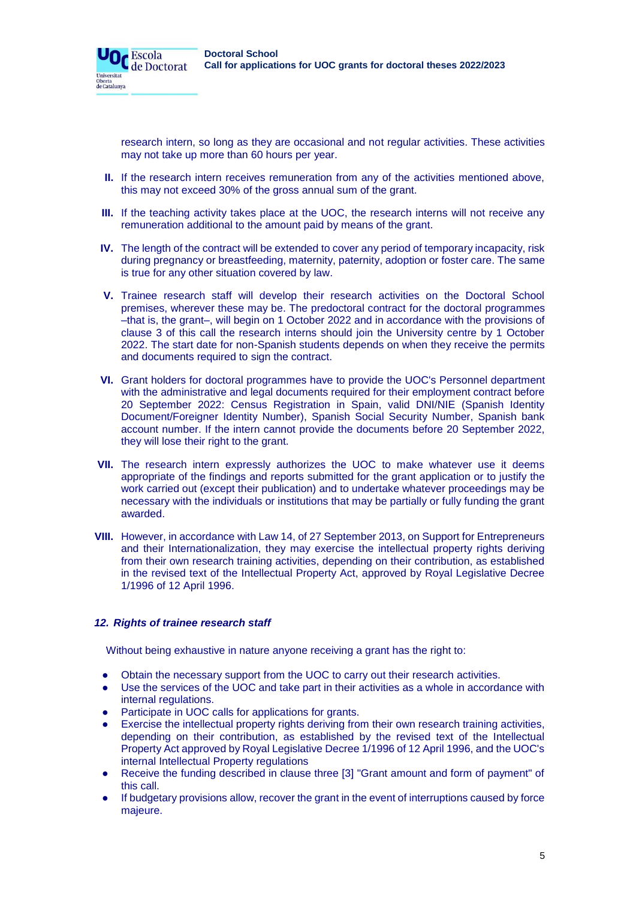research intern, so long as they are occasional and not regular activities. These activities may not take up more than 60 hours per year.

II. If the research intern receives remuneration from any of the activities mentioned above, this may not exceed 30% of the gross annual sum of the grant.

III. If the teaching activity takes place at the UOC, the research interns will not receive any remuneration additional to the amount paid by means of the grant.

IV. The length of the contract will be extended to cover any period of temporary incapacity, risk during pregnancy or breastfeeding, maternity, paternity, adoption or foster care. The same is true for any other situation covered by law.

V. Trainee research staff will develop their research activities on the Doctoral School premises, wherever these may be. The predoctoral contract for the doctoral programmes –that is, the grant–, will begin on 1 October 2022 and in accordance with the provisions of clause 3 of this call the research interns should join the University centre by 1 October 2022. The start date for non-Spanish students depends on when they receive the permits and documents required to sign the contract.

VI. Grant holders for doctoral programmes have to provide the UOC's Personnel department with the administrative and legal documents required for their employment contract before 20 September 2022: Census Registration in Spain, valid DNI/NIE (Spanish Identity Document/Foreigner Identity Number), Spanish Social Security Number, Spanish bank account number. If the intern cannot provide the documents before 20 September 2022, they will lose their right to the grant.

VII. The research intern expressly authorizes the UOC to make whatever use it deems appropriate of the findings and reports submitted for the grant application or to justify the work carried out (except their publication) and to undertake whatever proceedings may be necessary with the individuals or institutions that may be partially or fully funding the grant awarded.

VIII. However, in accordance with Law 14, of 27 September 2013, on Support for Entrepreneurs and their Internationalization, they may exercise the intellectual property rights deriving from their own research training activities, depending on their contribution, as established in the revised text of the Intellectual Property Act, approved by Royal Legislative Decree 1/1996 of 12 April 1996.

### *12. Rights of trainee research staff*

Without being exhaustive in nature anyone receiving a grant has the right to:

- Obtain the necessary support from the UOC to carry out their research activities.
- Use the services of the UOC and take part in their activities as a whole in accordance with internal regulations.
- Participate in UOC calls for applications for grants.
- Exercise the intellectual property rights deriving from their own research training activities, depending on their contribution, as established by the revised text of the Intellectual Property Act approved by Royal Legislative Decree 1/1996 of 12 April 1996, and the UOC's internal Intellectual Property regulations
- Receive the funding described in clause three [3] "Grant amount and form of payment" of this call.
- If budgetary provisions allow, recover the grant in the event of interruptions caused by force majeure.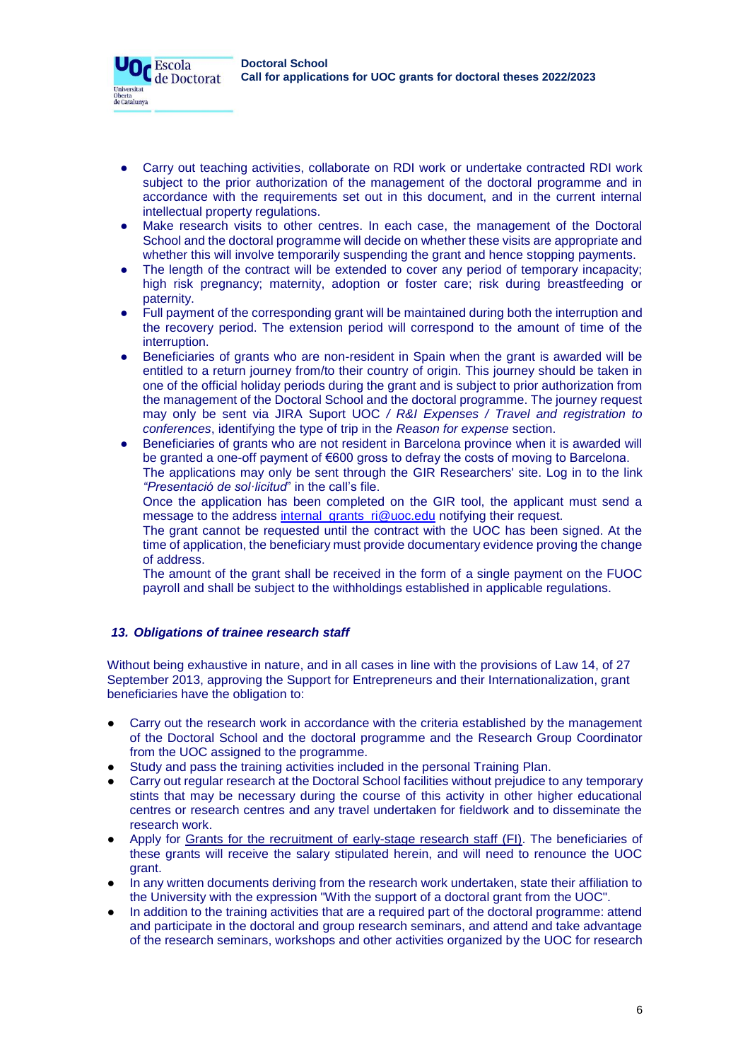- Carry out teaching activities, collaborate on RDI work or undertake contracted RDI work subject to the prior authorization of the management of the doctoral programme and in accordance with the requirements set out in this document, and in the current internal intellectual property regulations.
- Make research visits to other centres. In each case, the management of the Doctoral School and the doctoral programme will decide on whether these visits are appropriate and whether this will involve temporarily suspending the grant and hence stopping payments.
- The length of the contract will be extended to cover any period of temporary incapacity; high risk pregnancy; maternity, adoption or foster care; risk during breastfeeding or paternity.
- Full payment of the corresponding grant will be maintained during both the interruption and the recovery period. The extension period will correspond to the amount of time of the interruption.
- Beneficiaries of grants who are non-resident in Spain when the grant is awarded will be entitled to a return journey from/to their country of origin. This journey should be taken in one of the official holiday periods during the grant and is subject to prior authorization from the management of the Doctoral School and the doctoral programme. The journey request may only be sent via JIRA Suport UOC / *R&I Expenses / Travel and registration to conferences*, identifying the type of trip in the *Reason for expense* section.
- Beneficiaries of grants who are not resident in Barcelona province when it is awarded will be granted a one-off payment of €600 gross to defray the costs of moving to Barcelona.
  The applications may only be sent through the GIR Researchers' site. Log in to the link *"Presentació de sol·licitud*" in the call's file.
  Once the application has been completed on the GIR tool, the applicant must send a message to the address internal_grants_ri@uoc.edu notifying their request.
  The grant cannot be requested until the contract with the UOC has been signed. At the time of application, the beneficiary must provide documentary evidence proving the change of address.
  The amount of the grant shall be received in the form of a single payment on the FUOC payroll and shall be subject to the withholdings established in applicable regulations.

### *13. Obligations of trainee research staff*

Without being exhaustive in nature, and in all cases in line with the provisions of Law 14, of 27 September 2013, approving the Support for Entrepreneurs and their Internationalization, grant beneficiaries have the obligation to:

- Carry out the research work in accordance with the criteria established by the management of the Doctoral School and the doctoral programme and the Research Group Coordinator from the UOC assigned to the programme.
- Study and pass the training activities included in the personal Training Plan.
- Carry out regular research at the Doctoral School facilities without prejudice to any temporary stints that may be necessary during the course of this activity in other higher educational centres or research centres and any travel undertaken for fieldwork and to disseminate the research work.
- Apply for Grants for the recruitment of early-stage research staff (FI). The beneficiaries of these grants will receive the salary stipulated herein, and will need to renounce the UOC grant.
- In any written documents deriving from the research work undertaken, state their affiliation to the University with the expression "With the support of a doctoral grant from the UOC".
- In addition to the training activities that are a required part of the doctoral programme: attend and participate in the doctoral and group research seminars, and attend and take advantage of the research seminars, workshops and other activities organized by the UOC for research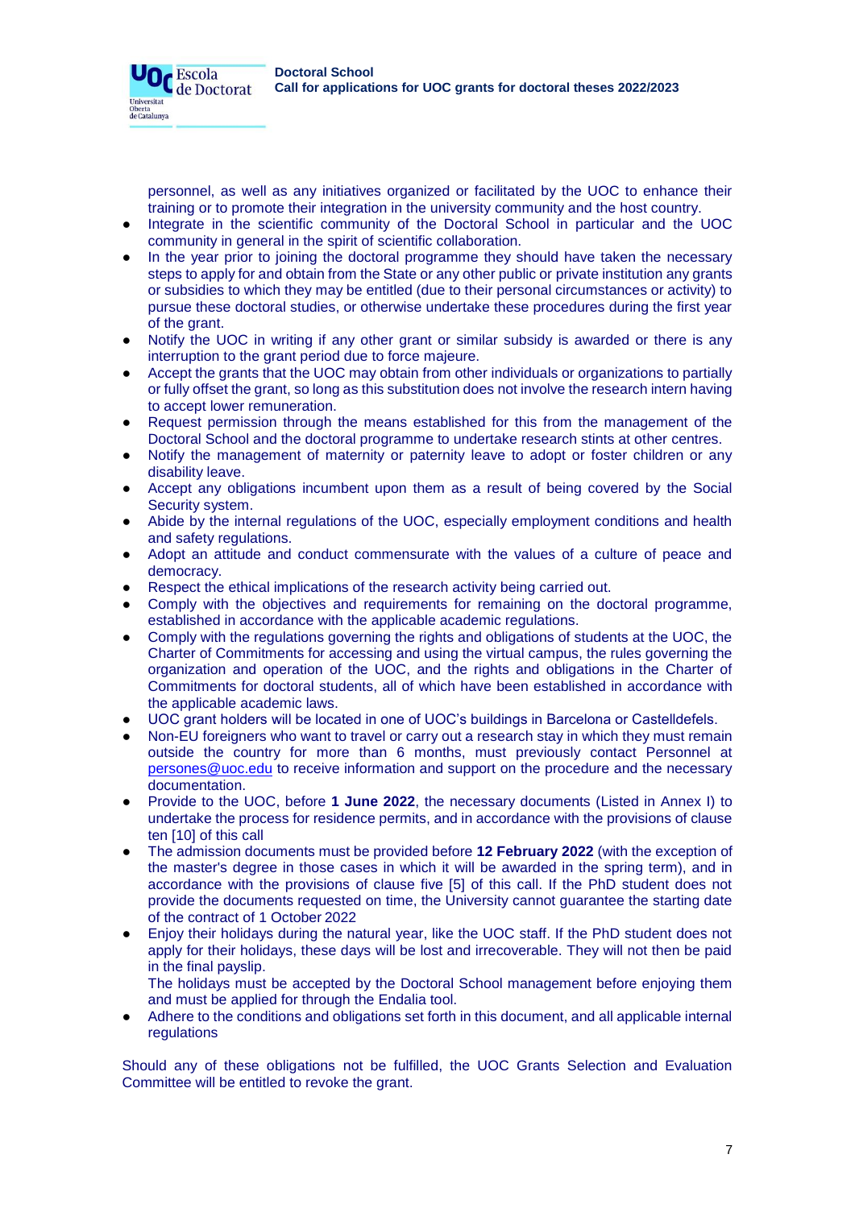personnel, as well as any initiatives organized or facilitated by the UOC to enhance their training or to promote their integration in the university community and the host country.

- Integrate in the scientific community of the Doctoral School in particular and the UOC community in general in the spirit of scientific collaboration.
- In the year prior to joining the doctoral programme they should have taken the necessary steps to apply for and obtain from the State or any other public or private institution any grants or subsidies to which they may be entitled (due to their personal circumstances or activity) to pursue these doctoral studies, or otherwise undertake these procedures during the first year of the grant.
- Notify the UOC in writing if any other grant or similar subsidy is awarded or there is any interruption to the grant period due to force majeure.
- Accept the grants that the UOC may obtain from other individuals or organizations to partially or fully offset the grant, so long as this substitution does not involve the research intern having to accept lower remuneration.
- Request permission through the means established for this from the management of the Doctoral School and the doctoral programme to undertake research stints at other centres.
- Notify the management of maternity or paternity leave to adopt or foster children or any disability leave.
- Accept any obligations incumbent upon them as a result of being covered by the Social Security system.
- Abide by the internal regulations of the UOC, especially employment conditions and health and safety regulations.
- Adopt an attitude and conduct commensurate with the values of a culture of peace and democracy.
- Respect the ethical implications of the research activity being carried out.
- Comply with the objectives and requirements for remaining on the doctoral programme, established in accordance with the applicable academic regulations.
- Comply with the regulations governing the rights and obligations of students at the UOC, the Charter of Commitments for accessing and using the virtual campus, the rules governing the organization and operation of the UOC, and the rights and obligations in the Charter of Commitments for doctoral students, all of which have been established in accordance with the applicable academic laws.
- UOC grant holders will be located in one of UOC's buildings in Barcelona or Castelldefels.
- Non-EU foreigners who want to travel or carry out a research stay in which they must remain outside the country for more than 6 months, must previously contact Personnel at persones@uoc.edu to receive information and support on the procedure and the necessary documentation.
- Provide to the UOC, before **1 June 2022**, the necessary documents (Listed in Annex I) to undertake the process for residence permits, and in accordance with the provisions of clause ten [10] of this call
- The admission documents must be provided before **12 February 2022** (with the exception of the master's degree in those cases in which it will be awarded in the spring term), and in accordance with the provisions of clause five [5] of this call. If the PhD student does not provide the documents requested on time, the University cannot guarantee the starting date of the contract of 1 October 2022
- Enjoy their holidays during the natural year, like the UOC staff. If the PhD student does not apply for their holidays, these days will be lost and irrecoverable. They will not then be paid in the final payslip.
  The holidays must be accepted by the Doctoral School management before enjoying them and must be applied for through the Endalia tool.
- Adhere to the conditions and obligations set forth in this document, and all applicable internal regulations

Should any of these obligations not be fulfilled, the UOC Grants Selection and Evaluation Committee will be entitled to revoke the grant.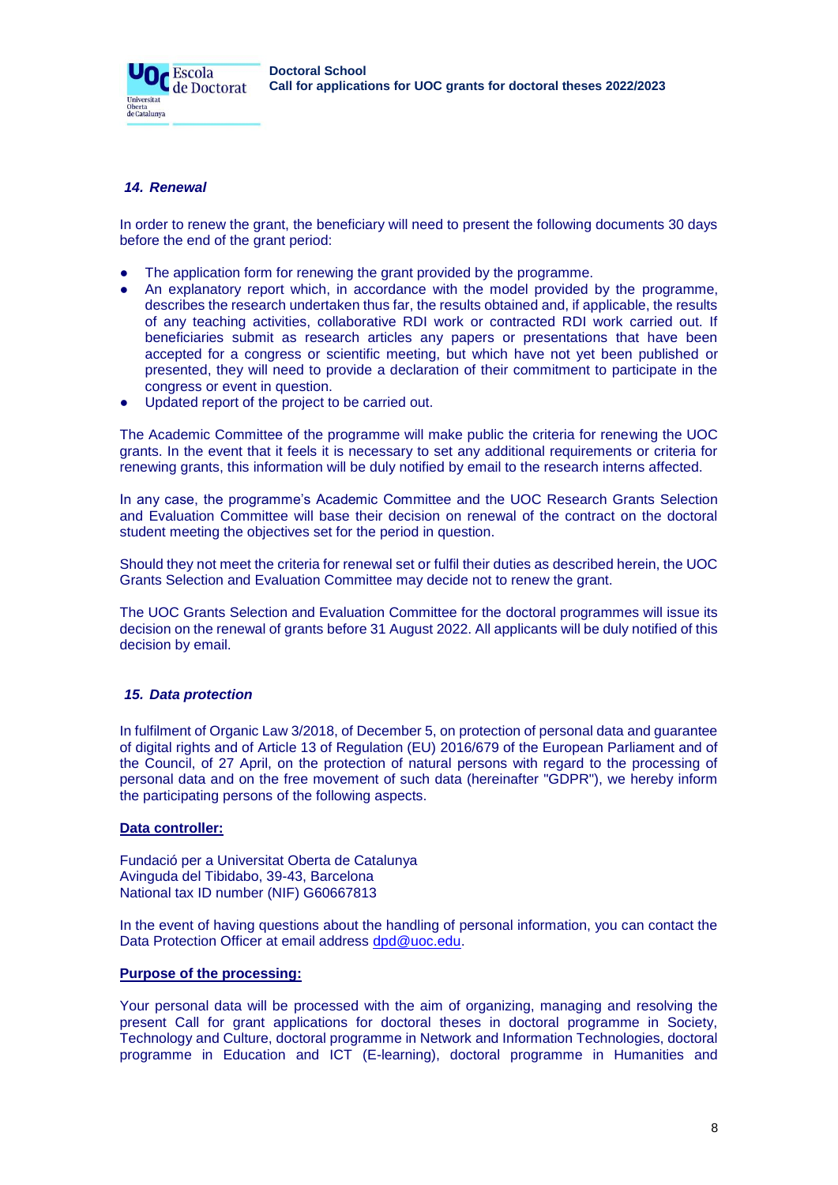### *14. Renewal*

In order to renew the grant, the beneficiary will need to present the following documents 30 days before the end of the grant period:

- The application form for renewing the grant provided by the programme.
- An explanatory report which, in accordance with the model provided by the programme, describes the research undertaken thus far, the results obtained and, if applicable, the results of any teaching activities, collaborative RDI work or contracted RDI work carried out. If beneficiaries submit as research articles any papers or presentations that have been accepted for a congress or scientific meeting, but which have not yet been published or presented, they will need to provide a declaration of their commitment to participate in the congress or event in question.
- Updated report of the project to be carried out.

The Academic Committee of the programme will make public the criteria for renewing the UOC grants. In the event that it feels it is necessary to set any additional requirements or criteria for renewing grants, this information will be duly notified by email to the research interns affected.

In any case, the programme's Academic Committee and the UOC Research Grants Selection and Evaluation Committee will base their decision on renewal of the contract on the doctoral student meeting the objectives set for the period in question.

Should they not meet the criteria for renewal set or fulfil their duties as described herein, the UOC Grants Selection and Evaluation Committee may decide not to renew the grant.

The UOC Grants Selection and Evaluation Committee for the doctoral programmes will issue its decision on the renewal of grants before 31 August 2022. All applicants will be duly notified of this decision by email.

### *15. Data protection*

In fulfilment of Organic Law 3/2018, of December 5, on protection of personal data and guarantee of digital rights and of Article 13 of Regulation (EU) 2016/679 of the European Parliament and of the Council, of 27 April, on the protection of natural persons with regard to the processing of personal data and on the free movement of such data (hereinafter "GDPR"), we hereby inform the participating persons of the following aspects.

**Data controller:**

Fundació per a Universitat Oberta de Catalunya
Avinguda del Tibidabo, 39-43, Barcelona
National tax ID number (NIF) G60667813

In the event of having questions about the handling of personal information, you can contact the Data Protection Officer at email address dpd@uoc.edu.

**Purpose of the processing:**

Your personal data will be processed with the aim of organizing, managing and resolving the present Call for grant applications for doctoral theses in doctoral programme in Society, Technology and Culture, doctoral programme in Network and Information Technologies, doctoral programme in Education and ICT (E-learning), doctoral programme in Humanities and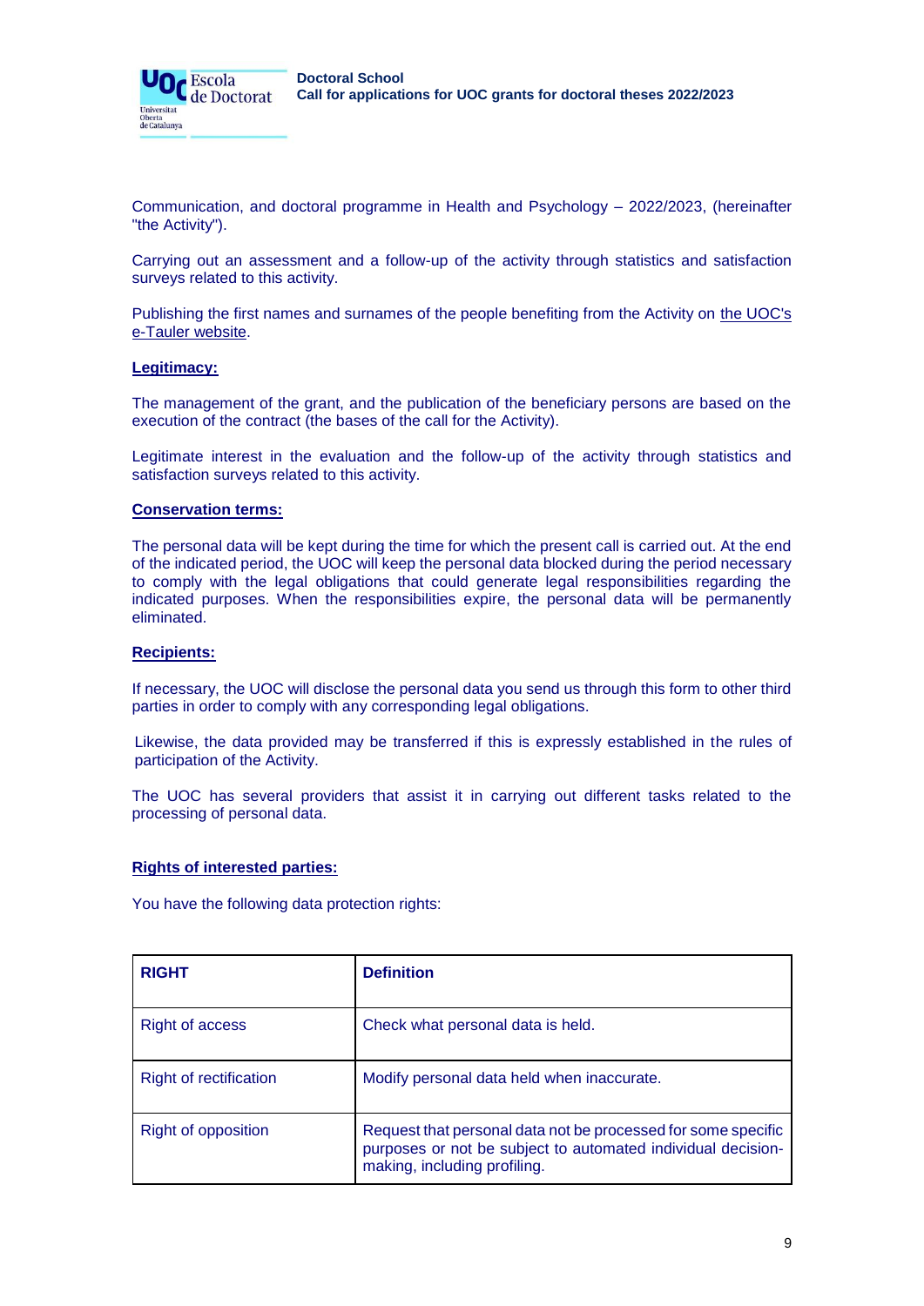Communication, and doctoral programme in Health and Psychology – 2022/2023, (hereinafter "the Activity").

Carrying out an assessment and a follow-up of the activity through statistics and satisfaction surveys related to this activity.

Publishing the first names and surnames of the people benefiting from the Activity on the UOC's e-Tauler website.

**Legitimacy:**

The management of the grant, and the publication of the beneficiary persons are based on the execution of the contract (the bases of the call for the Activity).

Legitimate interest in the evaluation and the follow-up of the activity through statistics and satisfaction surveys related to this activity.

**Conservation terms:**

The personal data will be kept during the time for which the present call is carried out. At the end of the indicated period, the UOC will keep the personal data blocked during the period necessary to comply with the legal obligations that could generate legal responsibilities regarding the indicated purposes. When the responsibilities expire, the personal data will be permanently eliminated.

**Recipients:**

If necessary, the UOC will disclose the personal data you send us through this form to other third parties in order to comply with any corresponding legal obligations.

Likewise, the data provided may be transferred if this is expressly established in the rules of participation of the Activity.

The UOC has several providers that assist it in carrying out different tasks related to the processing of personal data.

**Rights of interested parties:**

You have the following data protection rights:

| RIGHT | Definition |
|---|---|
| Right of access | Check what personal data is held. |
| Right of rectification | Modify personal data held when inaccurate. |
| Right of opposition | Request that personal data not be processed for some specific purposes or not be subject to automated individual decision-making, including profiling. |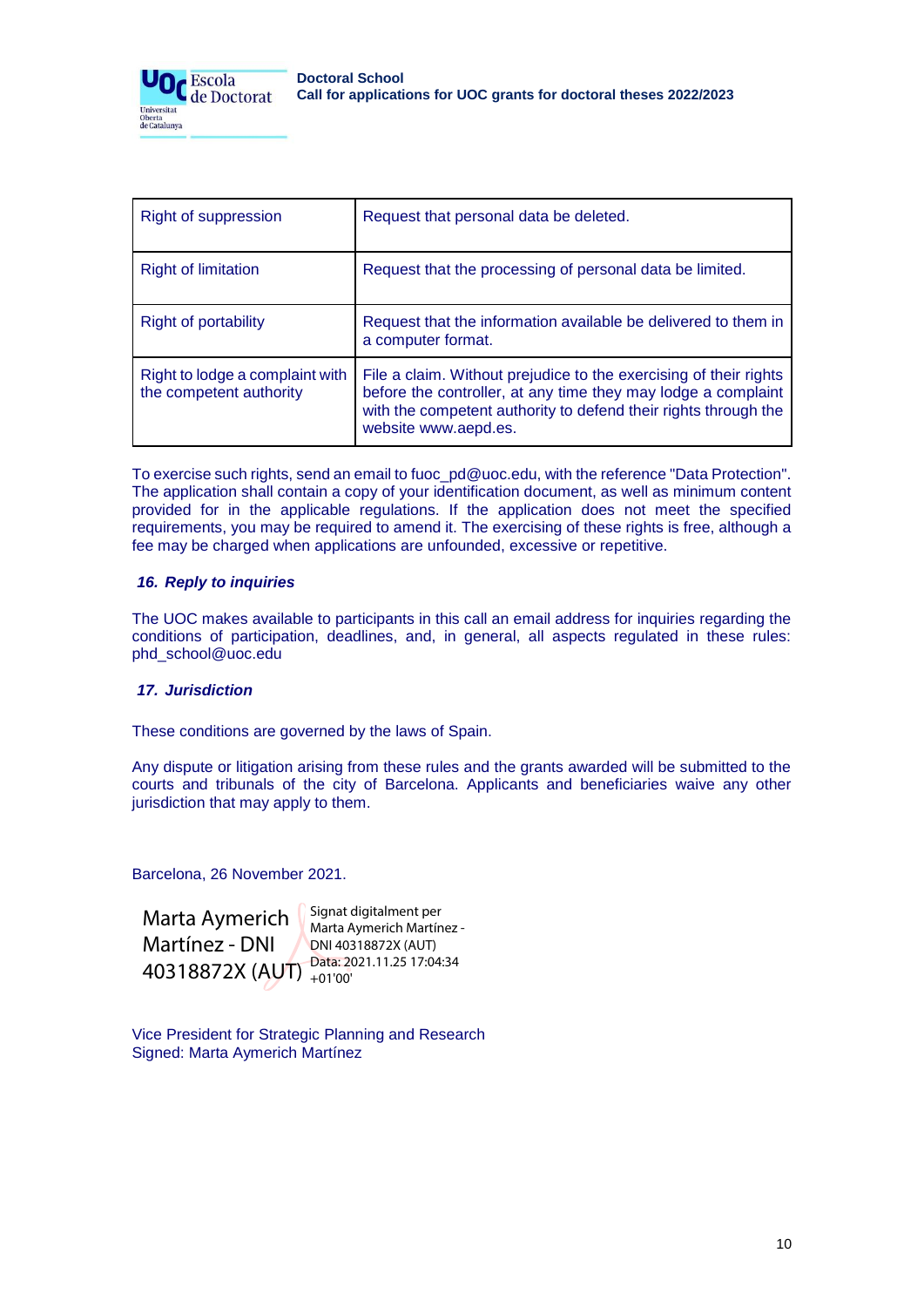| Right of suppression | Request that personal data be deleted. |
|---|---|
| Right of limitation | Request that the processing of personal data be limited. |
| Right of portability | Request that the information available be delivered to them in a computer format. |
| Right to lodge a complaint with the competent authority | File a claim. Without prejudice to the exercising of their rights before the controller, at any time they may lodge a complaint with the competent authority to defend their rights through the website www.aepd.es. |

To exercise such rights, send an email to fuoc_pd@uoc.edu, with the reference "Data Protection". The application shall contain a copy of your identification document, as well as minimum content provided for in the applicable regulations. If the application does not meet the specified requirements, you may be required to amend it. The exercising of these rights is free, although a fee may be charged when applications are unfounded, excessive or repetitive.

### *16. Reply to inquiries*

The UOC makes available to participants in this call an email address for inquiries regarding the conditions of participation, deadlines, and, in general, all aspects regulated in these rules: phd_school@uoc.edu

### *17. Jurisdiction*

These conditions are governed by the laws of Spain.

Any dispute or litigation arising from these rules and the grants awarded will be submitted to the courts and tribunals of the city of Barcelona. Applicants and beneficiaries waive any other jurisdiction that may apply to them.

Barcelona, 26 November 2021.

Marta Aymerich Martínez - DNI 40318872X (AUT)

Signat digitalment per Marta Aymerich Martínez - DNI 40318872X (AUT)
Data: 2021.11.25 17:04:34 +01'00'

Vice President for Strategic Planning and Research
Signed: Marta Aymerich Martínez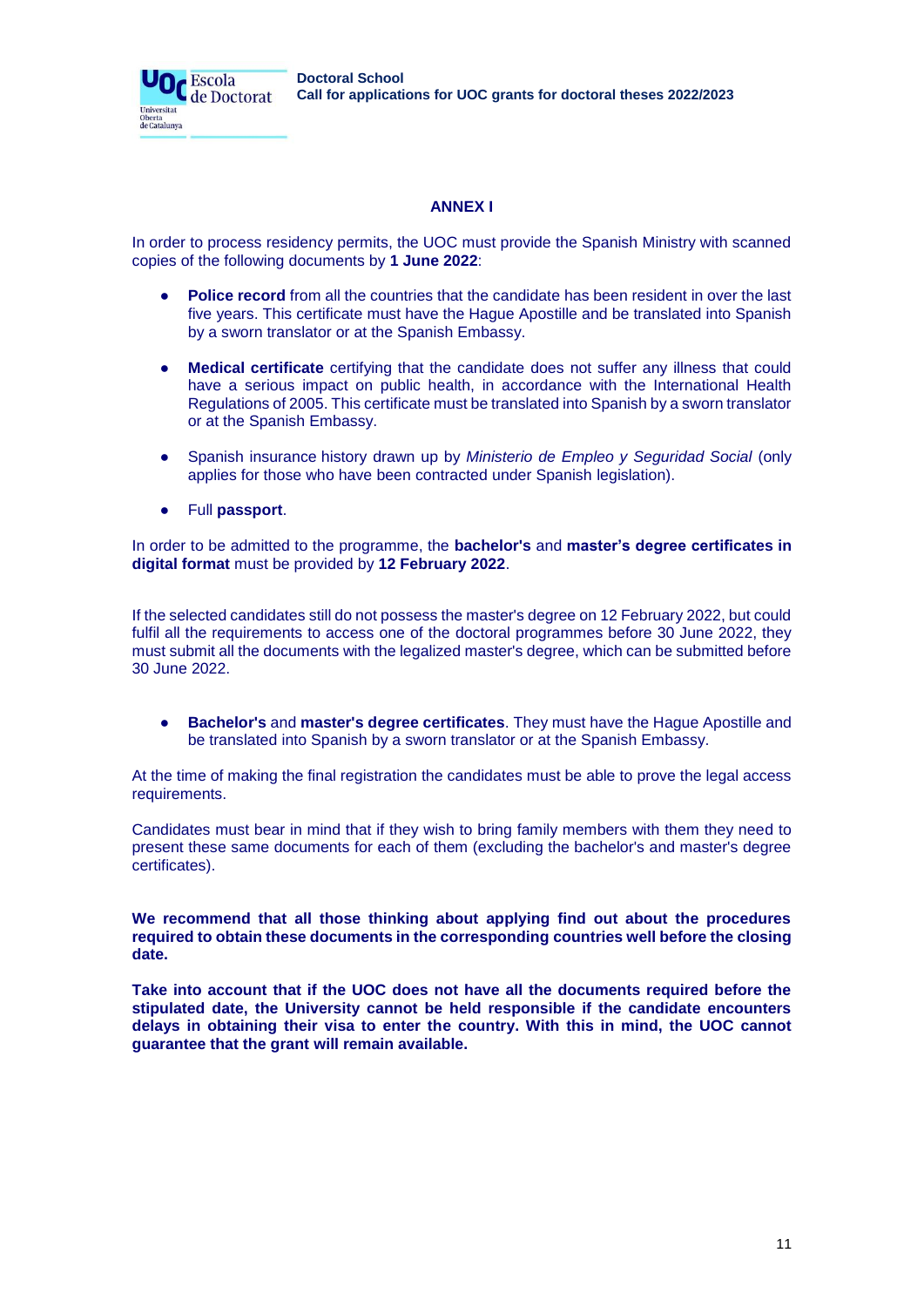## ANNEX I

In order to process residency permits, the UOC must provide the Spanish Ministry with scanned copies of the following documents by **1 June 2022**:

- **Police record** from all the countries that the candidate has been resident in over the last five years. This certificate must have the Hague Apostille and be translated into Spanish by a sworn translator or at the Spanish Embassy.
- **Medical certificate** certifying that the candidate does not suffer any illness that could have a serious impact on public health, in accordance with the International Health Regulations of 2005. This certificate must be translated into Spanish by a sworn translator or at the Spanish Embassy.
- Spanish insurance history drawn up by *Ministerio de Empleo y Seguridad Social* (only applies for those who have been contracted under Spanish legislation).
- Full **passport**.

In order to be admitted to the programme, the **bachelor's** and **master's degree certificates in digital format** must be provided by **12 February 2022**.

If the selected candidates still do not possess the master's degree on 12 February 2022, but could fulfil all the requirements to access one of the doctoral programmes before 30 June 2022, they must submit all the documents with the legalized master's degree, which can be submitted before 30 June 2022.

- **Bachelor's** and **master's degree certificates**. They must have the Hague Apostille and be translated into Spanish by a sworn translator or at the Spanish Embassy.

At the time of making the final registration the candidates must be able to prove the legal access requirements.

Candidates must bear in mind that if they wish to bring family members with them they need to present these same documents for each of them (excluding the bachelor's and master's degree certificates).

**We recommend that all those thinking about applying find out about the procedures required to obtain these documents in the corresponding countries well before the closing date.**

**Take into account that if the UOC does not have all the documents required before the stipulated date, the University cannot be held responsible if the candidate encounters delays in obtaining their visa to enter the country. With this in mind, the UOC cannot guarantee that the grant will remain available.**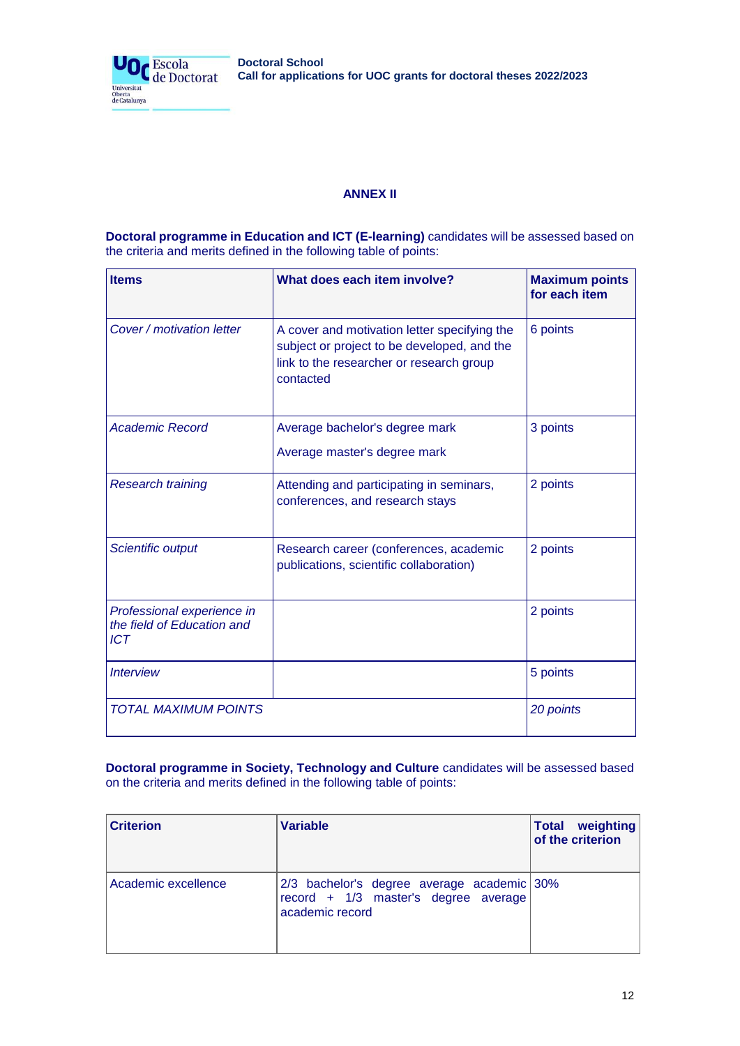## ANNEX II

**Doctoral programme in Education and ICT (E-learning)** candidates will be assessed based on the criteria and merits defined in the following table of points:

| **Items** | **What does each item involve?** | **Maximum points for each item** |
|---|---|---|
| *Cover / motivation letter* | A cover and motivation letter specifying the subject or project to be developed, and the link to the researcher or research group contacted | 6 points |
| *Academic Record* | Average bachelor's degree mark<br>Average master's degree mark | 3 points |
| *Research training* | Attending and participating in seminars, conferences, and research stays | 2 points |
| *Scientific output* | Research career (conferences, academic publications, scientific collaboration) | 2 points |
| *Professional experience in the field of Education and ICT* | | 2 points |
| *Interview* | | 5 points |
| *TOTAL MAXIMUM POINTS* | | *20 points* |

**Doctoral programme in Society, Technology and Culture** candidates will be assessed based on the criteria and merits defined in the following table of points:

| **Criterion** | **Variable** | **Total weighting of the criterion** |
|---|---|---|
| Academic excellence | 2/3 bachelor's degree average academic record + 1/3 master's degree average academic record | 30% |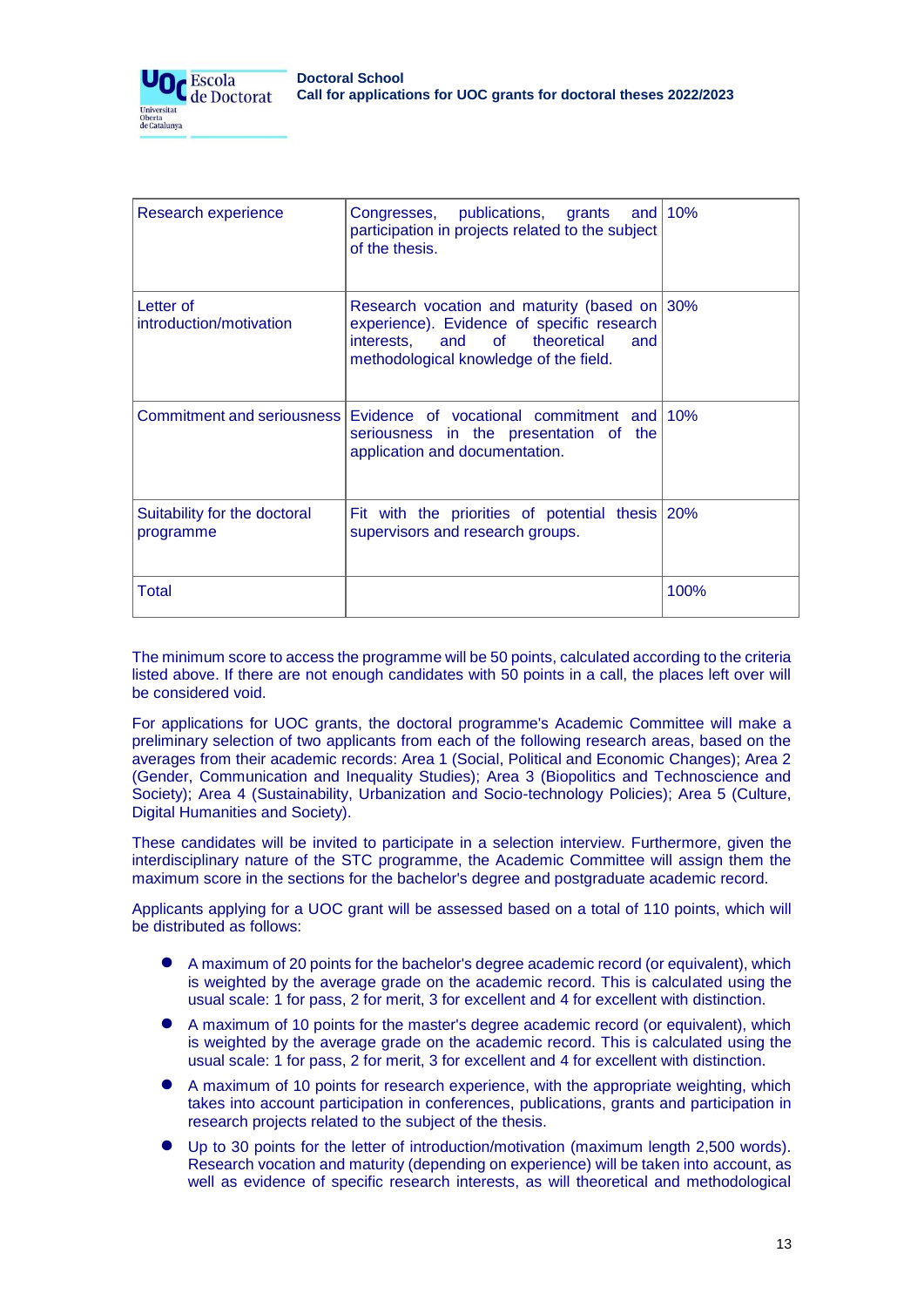| Research experience | Congresses, publications, grants and participation in projects related to the subject of the thesis. | 10% |
|---|---|---|
| Letter of introduction/motivation | Research vocation and maturity (based on experience). Evidence of specific research interests, and of theoretical and methodological knowledge of the field. | 30% |
| Commitment and seriousness | Evidence of vocational commitment and seriousness in the presentation of the application and documentation. | 10% |
| Suitability for the doctoral programme | Fit with the priorities of potential thesis supervisors and research groups. | 20% |
| Total | | 100% |

The minimum score to access the programme will be 50 points, calculated according to the criteria listed above. If there are not enough candidates with 50 points in a call, the places left over will be considered void.

For applications for UOC grants, the doctoral programme's Academic Committee will make a preliminary selection of two applicants from each of the following research areas, based on the averages from their academic records: Area 1 (Social, Political and Economic Changes); Area 2 (Gender, Communication and Inequality Studies); Area 3 (Biopolitics and Technoscience and Society); Area 4 (Sustainability, Urbanization and Socio-technology Policies); Area 5 (Culture, Digital Humanities and Society).

These candidates will be invited to participate in a selection interview. Furthermore, given the interdisciplinary nature of the STC programme, the Academic Committee will assign them the maximum score in the sections for the bachelor's degree and postgraduate academic record.

Applicants applying for a UOC grant will be assessed based on a total of 110 points, which will be distributed as follows:

- A maximum of 20 points for the bachelor's degree academic record (or equivalent), which is weighted by the average grade on the academic record. This is calculated using the usual scale: 1 for pass, 2 for merit, 3 for excellent and 4 for excellent with distinction.
- A maximum of 10 points for the master's degree academic record (or equivalent), which is weighted by the average grade on the academic record. This is calculated using the usual scale: 1 for pass, 2 for merit, 3 for excellent and 4 for excellent with distinction.
- A maximum of 10 points for research experience, with the appropriate weighting, which takes into account participation in conferences, publications, grants and participation in research projects related to the subject of the thesis.
- Up to 30 points for the letter of introduction/motivation (maximum length 2,500 words). Research vocation and maturity (depending on experience) will be taken into account, as well as evidence of specific research interests, as will theoretical and methodological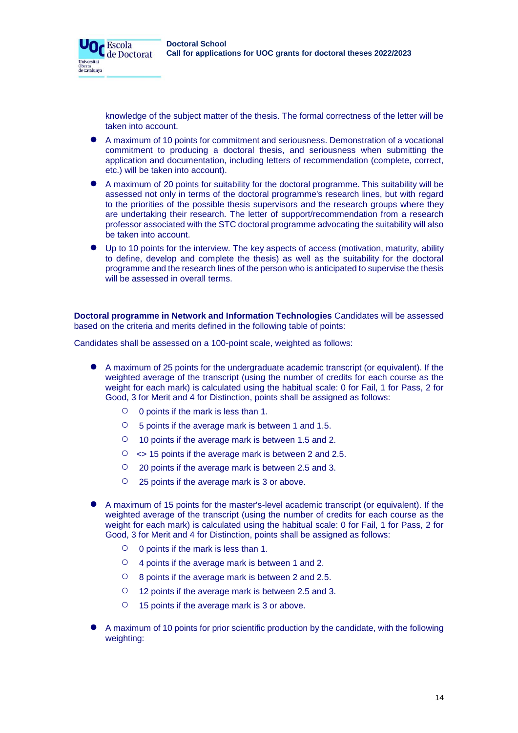knowledge of the subject matter of the thesis. The formal correctness of the letter will be taken into account.

- A maximum of 10 points for commitment and seriousness. Demonstration of a vocational commitment to producing a doctoral thesis, and seriousness when submitting the application and documentation, including letters of recommendation (complete, correct, etc.) will be taken into account).
- A maximum of 20 points for suitability for the doctoral programme. This suitability will be assessed not only in terms of the doctoral programme's research lines, but with regard to the priorities of the possible thesis supervisors and the research groups where they are undertaking their research. The letter of support/recommendation from a research professor associated with the STC doctoral programme advocating the suitability will also be taken into account.
- Up to 10 points for the interview. The key aspects of access (motivation, maturity, ability to define, develop and complete the thesis) as well as the suitability for the doctoral programme and the research lines of the person who is anticipated to supervise the thesis will be assessed in overall terms.

**Doctoral programme in Network and Information Technologies** Candidates will be assessed based on the criteria and merits defined in the following table of points:

Candidates shall be assessed on a 100-point scale, weighted as follows:

- A maximum of 25 points for the undergraduate academic transcript (or equivalent). If the weighted average of the transcript (using the number of credits for each course as the weight for each mark) is calculated using the habitual scale: 0 for Fail, 1 for Pass, 2 for Good, 3 for Merit and 4 for Distinction, points shall be assigned as follows:
  - 0 points if the mark is less than 1.
  - 5 points if the average mark is between 1 and 1.5.
  - 10 points if the average mark is between 1.5 and 2.
  - <> 15 points if the average mark is between 2 and 2.5.
  - 20 points if the average mark is between 2.5 and 3.
  - 25 points if the average mark is 3 or above.

- A maximum of 15 points for the master's-level academic transcript (or equivalent). If the weighted average of the transcript (using the number of credits for each course as the weight for each mark) is calculated using the habitual scale: 0 for Fail, 1 for Pass, 2 for Good, 3 for Merit and 4 for Distinction, points shall be assigned as follows:
  - 0 points if the mark is less than 1.
  - 4 points if the average mark is between 1 and 2.
  - 8 points if the average mark is between 2 and 2.5.
  - 12 points if the average mark is between 2.5 and 3.
  - 15 points if the average mark is 3 or above.

- A maximum of 10 points for prior scientific production by the candidate, with the following weighting: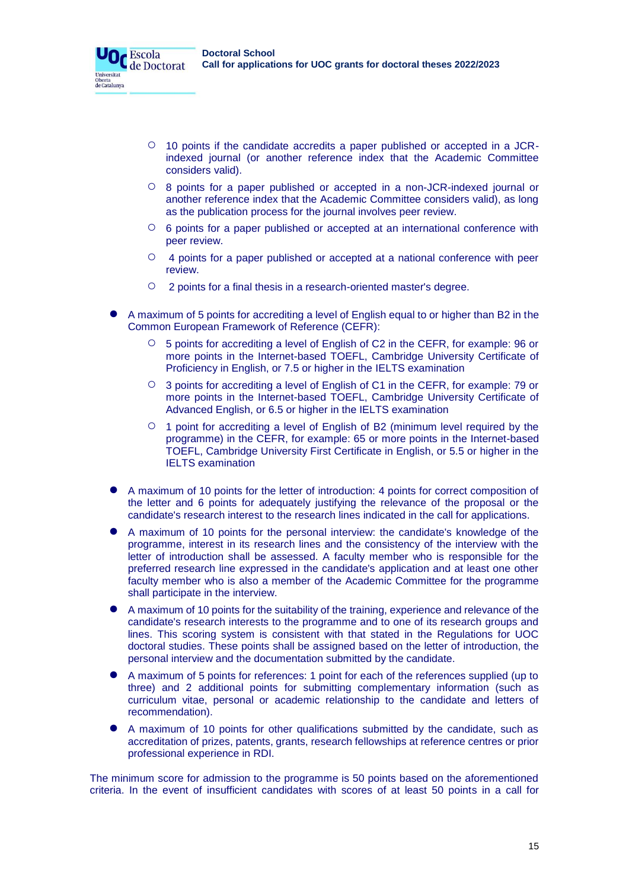- 10 points if the candidate accredits a paper published or accepted in a JCR-indexed journal (or another reference index that the Academic Committee considers valid).
    - 8 points for a paper published or accepted in a non-JCR-indexed journal or another reference index that the Academic Committee considers valid), as long as the publication process for the journal involves peer review.
    - 6 points for a paper published or accepted at an international conference with peer review.
    - 4 points for a paper published or accepted at a national conference with peer review.
    - 2 points for a final thesis in a research-oriented master's degree.

- A maximum of 5 points for accrediting a level of English equal to or higher than B2 in the Common European Framework of Reference (CEFR):
    - 5 points for accrediting a level of English of C2 in the CEFR, for example: 96 or more points in the Internet-based TOEFL, Cambridge University Certificate of Proficiency in English, or 7.5 or higher in the IELTS examination
    - 3 points for accrediting a level of English of C1 in the CEFR, for example: 79 or more points in the Internet-based TOEFL, Cambridge University Certificate of Advanced English, or 6.5 or higher in the IELTS examination
    - 1 point for accrediting a level of English of B2 (minimum level required by the programme) in the CEFR, for example: 65 or more points in the Internet-based TOEFL, Cambridge University First Certificate in English, or 5.5 or higher in the IELTS examination

- A maximum of 10 points for the letter of introduction: 4 points for correct composition of the letter and 6 points for adequately justifying the relevance of the proposal or the candidate's research interest to the research lines indicated in the call for applications.
- A maximum of 10 points for the personal interview: the candidate's knowledge of the programme, interest in its research lines and the consistency of the interview with the letter of introduction shall be assessed. A faculty member who is responsible for the preferred research line expressed in the candidate's application and at least one other faculty member who is also a member of the Academic Committee for the programme shall participate in the interview.
- A maximum of 10 points for the suitability of the training, experience and relevance of the candidate's research interests to the programme and to one of its research groups and lines. This scoring system is consistent with that stated in the Regulations for UOC doctoral studies. These points shall be assigned based on the letter of introduction, the personal interview and the documentation submitted by the candidate.
- A maximum of 5 points for references: 1 point for each of the references supplied (up to three) and 2 additional points for submitting complementary information (such as curriculum vitae, personal or academic relationship to the candidate and letters of recommendation).
- A maximum of 10 points for other qualifications submitted by the candidate, such as accreditation of prizes, patents, grants, research fellowships at reference centres or prior professional experience in RDI.

The minimum score for admission to the programme is 50 points based on the aforementioned criteria. In the event of insufficient candidates with scores of at least 50 points in a call for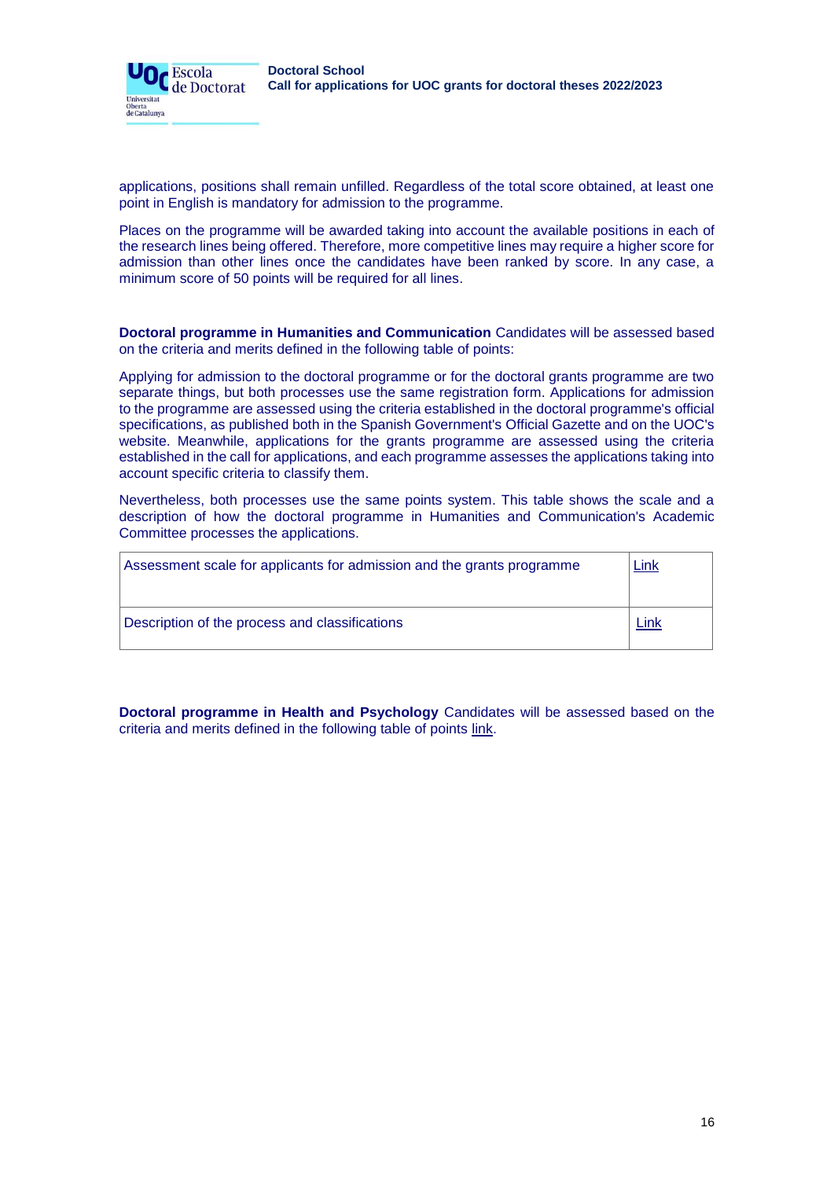applications, positions shall remain unfilled. Regardless of the total score obtained, at least one point in English is mandatory for admission to the programme.

Places on the programme will be awarded taking into account the available positions in each of the research lines being offered. Therefore, more competitive lines may require a higher score for admission than other lines once the candidates have been ranked by score. In any case, a minimum score of 50 points will be required for all lines.

**Doctoral programme in Humanities and Communication** Candidates will be assessed based on the criteria and merits defined in the following table of points:

Applying for admission to the doctoral programme or for the doctoral grants programme are two separate things, but both processes use the same registration form. Applications for admission to the programme are assessed using the criteria established in the doctoral programme's official specifications, as published both in the Spanish Government's Official Gazette and on the UOC's website. Meanwhile, applications for the grants programme are assessed using the criteria established in the call for applications, and each programme assesses the applications taking into account specific criteria to classify them.

Nevertheless, both processes use the same points system. This table shows the scale and a description of how the doctoral programme in Humanities and Communication's Academic Committee processes the applications.

| | |
|---|---|
| Assessment scale for applicants for admission and the grants programme | Link |
| Description of the process and classifications | Link |

**Doctoral programme in Health and Psychology** Candidates will be assessed based on the criteria and merits defined in the following table of points link.